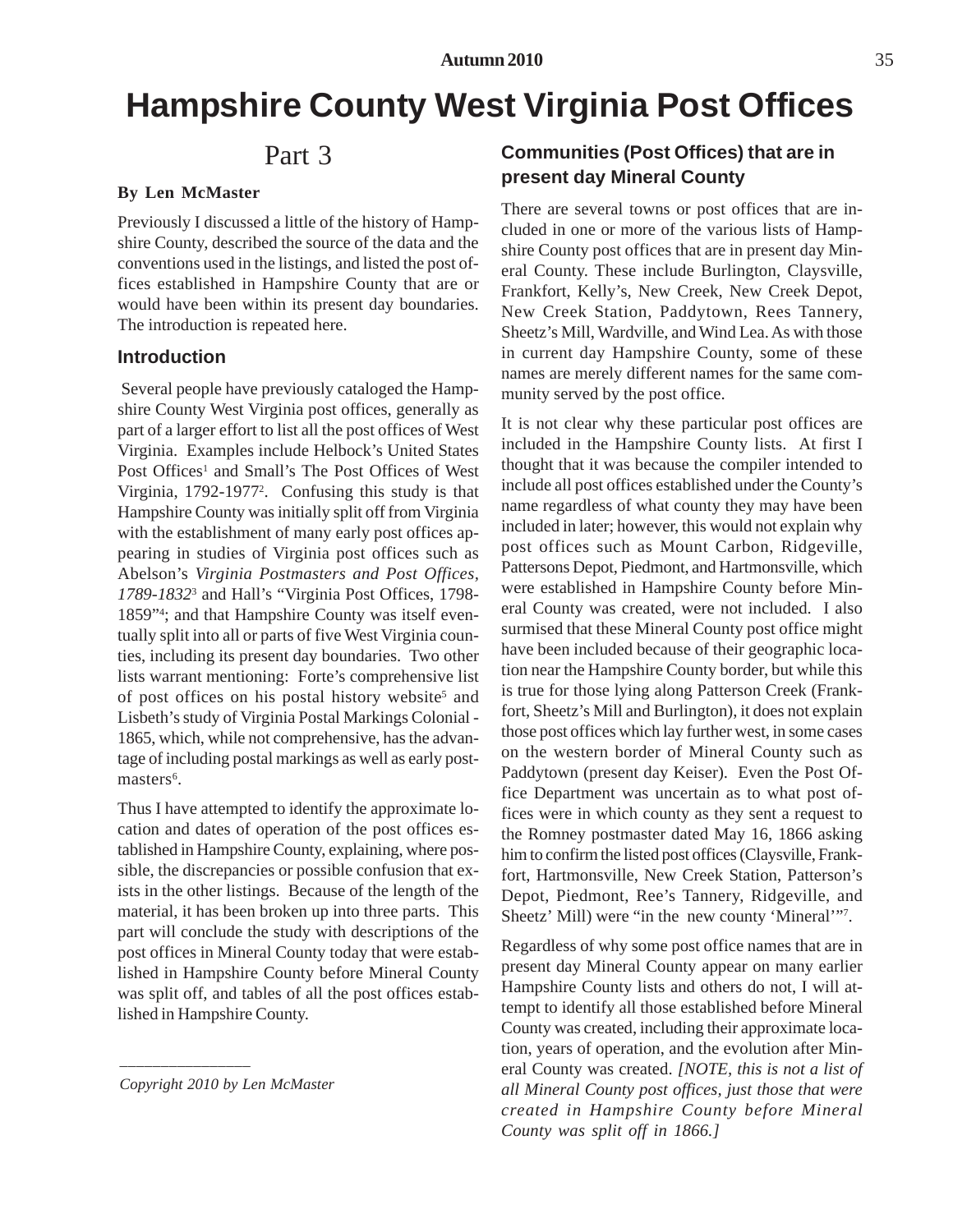# Hampshire County West Virginia Post Offices

## Part 3

**By Len McMaster**

Previously I discussed a little of the history of Hampshire County, described the source of the data and the conventions used in the listings, and listed the post offices established in Hampshire County that are or would have been within its present day boundaries. The introduction is repeated here.

### Introduction

Several people have previously cataloged the Hampshire County West Virginia post offices, generally as part of a larger effort to list all the post offices of West Virginia. Examples include Helbock's United States Post Offices[1] and Small's The Post Offices of West Virginia, 1792-1977[2]. Confusing this study is that Hampshire County was initially split off from Virginia with the establishment of many early post offices appearing in studies of Virginia post offices such as Abelson's *Virginia Postmasters and Post Offices, 1789-1832*[3] and Hall's "Virginia Post Offices, 1798-1859"[4]; and that Hampshire County was itself eventually split into all or parts of five West Virginia counties, including its present day boundaries. Two other lists warrant mentioning: Forte's comprehensive list of post offices on his postal history website[5] and Lisbeth's study of Virginia Postal Markings Colonial - 1865, which, while not comprehensive, has the advantage of including postal markings as well as early postmasters[6].

Thus I have attempted to identify the approximate location and dates of operation of the post offices established in Hampshire County, explaining, where possible, the discrepancies or possible confusion that exists in the other listings. Because of the length of the material, it has been broken up into three parts. This part will conclude the study with descriptions of the post offices in Mineral County today that were established in Hampshire County before Mineral County was split off, and tables of all the post offices established in Hampshire County.

*Copyright 2010 by Len McMaster*

### Communities (Post Offices) that are in present day Mineral County

There are several towns or post offices that are included in one or more of the various lists of Hampshire County post offices that are in present day Mineral County. These include Burlington, Claysville, Frankfort, Kelly's, New Creek, New Creek Depot, New Creek Station, Paddytown, Rees Tannery, Sheetz's Mill, Wardville, and Wind Lea. As with those in current day Hampshire County, some of these names are merely different names for the same community served by the post office.

It is not clear why these particular post offices are included in the Hampshire County lists. At first I thought that it was because the compiler intended to include all post offices established under the County's name regardless of what county they may have been included in later; however, this would not explain why post offices such as Mount Carbon, Ridgeville, Pattersons Depot, Piedmont, and Hartmonsville, which were established in Hampshire County before Mineral County was created, were not included. I also surmised that these Mineral County post office might have been included because of their geographic location near the Hampshire County border, but while this is true for those lying along Patterson Creek (Frankfort, Sheetz's Mill and Burlington), it does not explain those post offices which lay further west, in some cases on the western border of Mineral County such as Paddytown (present day Keiser). Even the Post Office Department was uncertain as to what post offices were in which county as they sent a request to the Romney postmaster dated May 16, 1866 asking him to confirm the listed post offices (Claysville, Frankfort, Hartmonsville, New Creek Station, Patterson's Depot, Piedmont, Ree's Tannery, Ridgeville, and Sheetz' Mill) were "in the new county 'Mineral'"[7].

Regardless of why some post office names that are in present day Mineral County appear on many earlier Hampshire County lists and others do not, I will attempt to identify all those established before Mineral County was created, including their approximate location, years of operation, and the evolution after Mineral County was created. *[NOTE, this is not a list of all Mineral County post offices, just those that were created in Hampshire County before Mineral County was split off in 1866.]*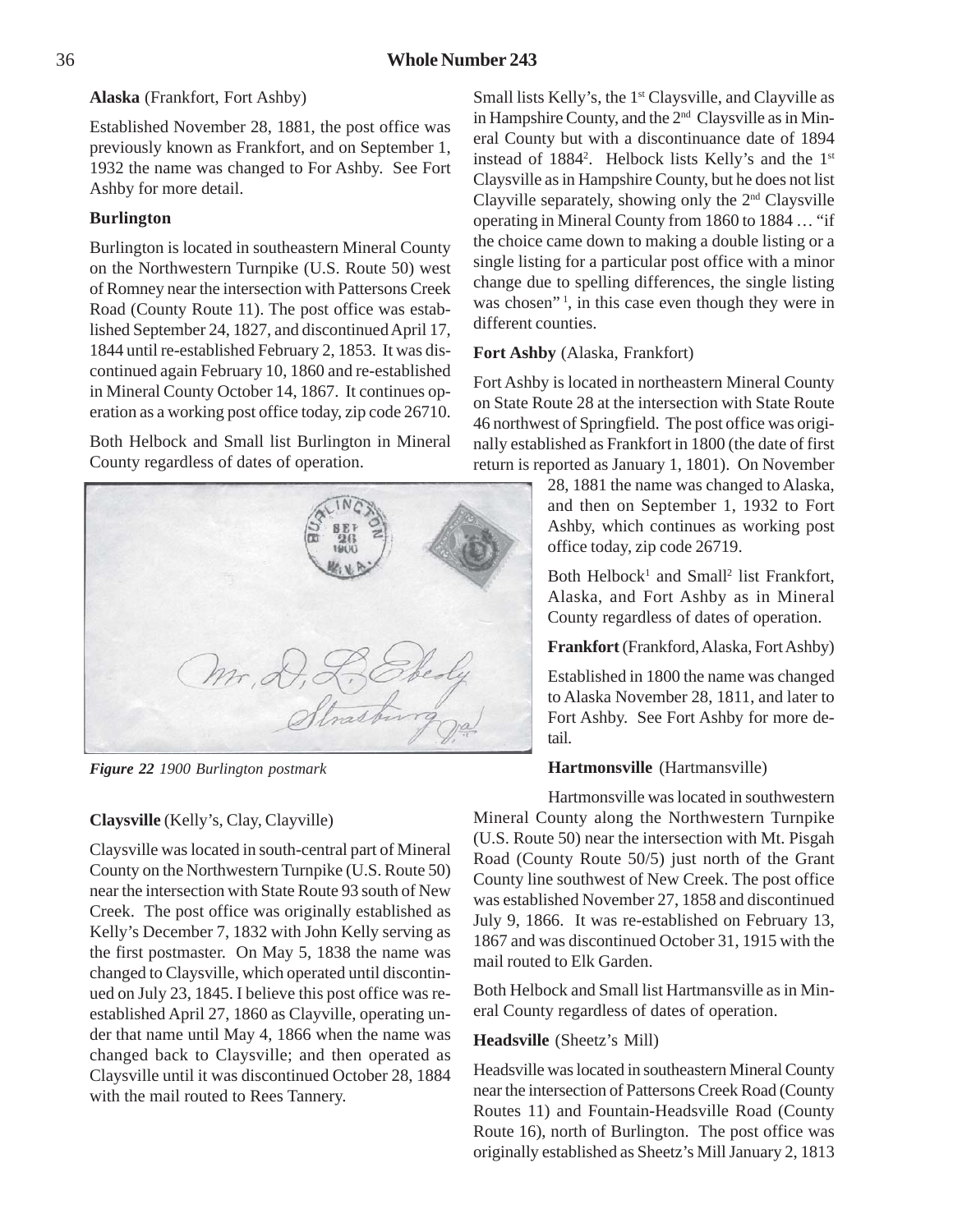**Alaska** (Frankfort, Fort Ashby)

Established November 28, 1881, the post office was previously known as Frankfort, and on September 1, 1932 the name was changed to For Ashby. See Fort Ashby for more detail.

**Burlington**

Burlington is located in southeastern Mineral County on the Northwestern Turnpike (U.S. Route 50) west of Romney near the intersection with Pattersons Creek Road (County Route 11). The post office was established September 24, 1827, and discontinued April 17, 1844 until re-established February 2, 1853. It was discontinued again February 10, 1860 and re-established in Mineral County October 14, 1867. It continues operation as a working post office today, zip code 26710.

Both Helbock and Small list Burlington in Mineral County regardless of dates of operation.

*Figure 22 1900 Burlington postmark*

**Claysville** (Kelly's, Clay, Clayville)

Claysville was located in south-central part of Mineral County on the Northwestern Turnpike (U.S. Route 50) near the intersection with State Route 93 south of New Creek. The post office was originally established as Kelly's December 7, 1832 with John Kelly serving as the first postmaster. On May 5, 1838 the name was changed to Claysville, which operated until discontinued on July 23, 1845. I believe this post office was re-established April 27, 1860 as Clayville, operating under that name until May 4, 1866 when the name was changed back to Claysville; and then operated as Claysville until it was discontinued October 28, 1884 with the mail routed to Rees Tannery.

Small lists Kelly's, the 1st Claysville, and Clayville as in Hampshire County, and the 2nd Claysville as in Mineral County but with a discontinuance date of 1894 instead of 1884[2]. Helbock lists Kelly's and the 1st Claysville as in Hampshire County, but he does not list Clayville separately, showing only the 2nd Claysville operating in Mineral County from 1860 to 1884 … "if the choice came down to making a double listing or a single listing for a particular post office with a minor change due to spelling differences, the single listing was chosen" [1], in this case even though they were in different counties.

**Fort Ashby** (Alaska, Frankfort)

Fort Ashby is located in northeastern Mineral County on State Route 28 at the intersection with State Route 46 northwest of Springfield. The post office was originally established as Frankfort in 1800 (the date of first return is reported as January 1, 1801). On November 28, 1881 the name was changed to Alaska, and then on September 1, 1932 to Fort Ashby, which continues as working post office today, zip code 26719.

Both Helbock[1] and Small[2] list Frankfort, Alaska, and Fort Ashby as in Mineral County regardless of dates of operation.

**Frankfort** (Frankford, Alaska, Fort Ashby)

Established in 1800 the name was changed to Alaska November 28, 1811, and later to Fort Ashby. See Fort Ashby for more detail.

**Hartmonsville** (Hartmansville)

Hartmonsville was located in southwestern Mineral County along the Northwestern Turnpike (U.S. Route 50) near the intersection with Mt. Pisgah Road (County Route 50/5) just north of the Grant County line southwest of New Creek. The post office was established November 27, 1858 and discontinued July 9, 1866. It was re-established on February 13, 1867 and was discontinued October 31, 1915 with the mail routed to Elk Garden.

Both Helbock and Small list Hartmansville as in Mineral County regardless of dates of operation.

**Headsville** (Sheetz's Mill)

Headsville was located in southeastern Mineral County near the intersection of Pattersons Creek Road (County Routes 11) and Fountain-Headsville Road (County Route 16), north of Burlington. The post office was originally established as Sheetz's Mill January 2, 1813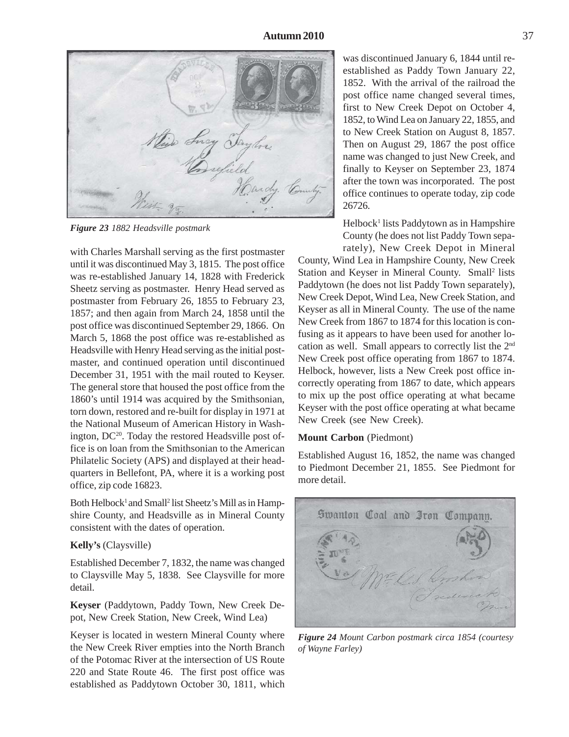*Figure 23 1882 Headsville postmark*

with Charles Marshall serving as the first postmaster until it was discontinued May 3, 1815. The post office was re-established January 14, 1828 with Frederick Sheetz serving as postmaster. Henry Head served as postmaster from February 26, 1855 to February 23, 1857; and then again from March 24, 1858 until the post office was discontinued September 29, 1866. On March 5, 1868 the post office was re-established as Headsville with Henry Head serving as the initial postmaster, and continued operation until discontinued December 31, 1951 with the mail routed to Keyser. The general store that housed the post office from the 1860's until 1914 was acquired by the Smithsonian, torn down, restored and re-built for display in 1971 at the National Museum of American History in Washington, DC[20]. Today the restored Headsville post office is on loan from the Smithsonian to the American Philatelic Society (APS) and displayed at their headquarters in Bellefont, PA, where it is a working post office, zip code 16823.

Both Helbock[1] and Small[2] list Sheetz's Mill as in Hampshire County, and Headsville as in Mineral County consistent with the dates of operation.

**Kelly's** (Claysville)

Established December 7, 1832, the name was changed to Claysville May 5, 1838. See Claysville for more detail.

**Keyser** (Paddytown, Paddy Town, New Creek Depot, New Creek Station, New Creek, Wind Lea)

Keyser is located in western Mineral County where the New Creek River empties into the North Branch of the Potomac River at the intersection of US Route 220 and State Route 46. The first post office was established as Paddytown October 30, 1811, which was discontinued January 6, 1844 until re-established as Paddy Town January 22, 1852. With the arrival of the railroad the post office name changed several times, first to New Creek Depot on October 4, 1852, to Wind Lea on January 22, 1855, and to New Creek Station on August 8, 1857. Then on August 29, 1867 the post office name was changed to just New Creek, and finally to Keyser on September 23, 1874 after the town was incorporated. The post office continues to operate today, zip code 26726.

Helbock[1] lists Paddytown as in Hampshire County (he does not list Paddy Town separately), New Creek Depot in Mineral County, Wind Lea in Hampshire County, New Creek Station and Keyser in Mineral County. Small[2] lists Paddytown (he does not list Paddy Town separately), New Creek Depot, Wind Lea, New Creek Station, and Keyser as all in Mineral County. The use of the name New Creek from 1867 to 1874 for this location is confusing as it appears to have been used for another location as well. Small appears to correctly list the 2nd New Creek post office operating from 1867 to 1874. Helbock, however, lists a New Creek post office incorrectly operating from 1867 to date, which appears to mix up the post office operating at what became Keyser with the post office operating at what became New Creek (see New Creek).

**Mount Carbon** (Piedmont)

Established August 16, 1852, the name was changed to Piedmont December 21, 1855. See Piedmont for more detail.

*Figure 24 Mount Carbon postmark circa 1854 (courtesy of Wayne Farley)*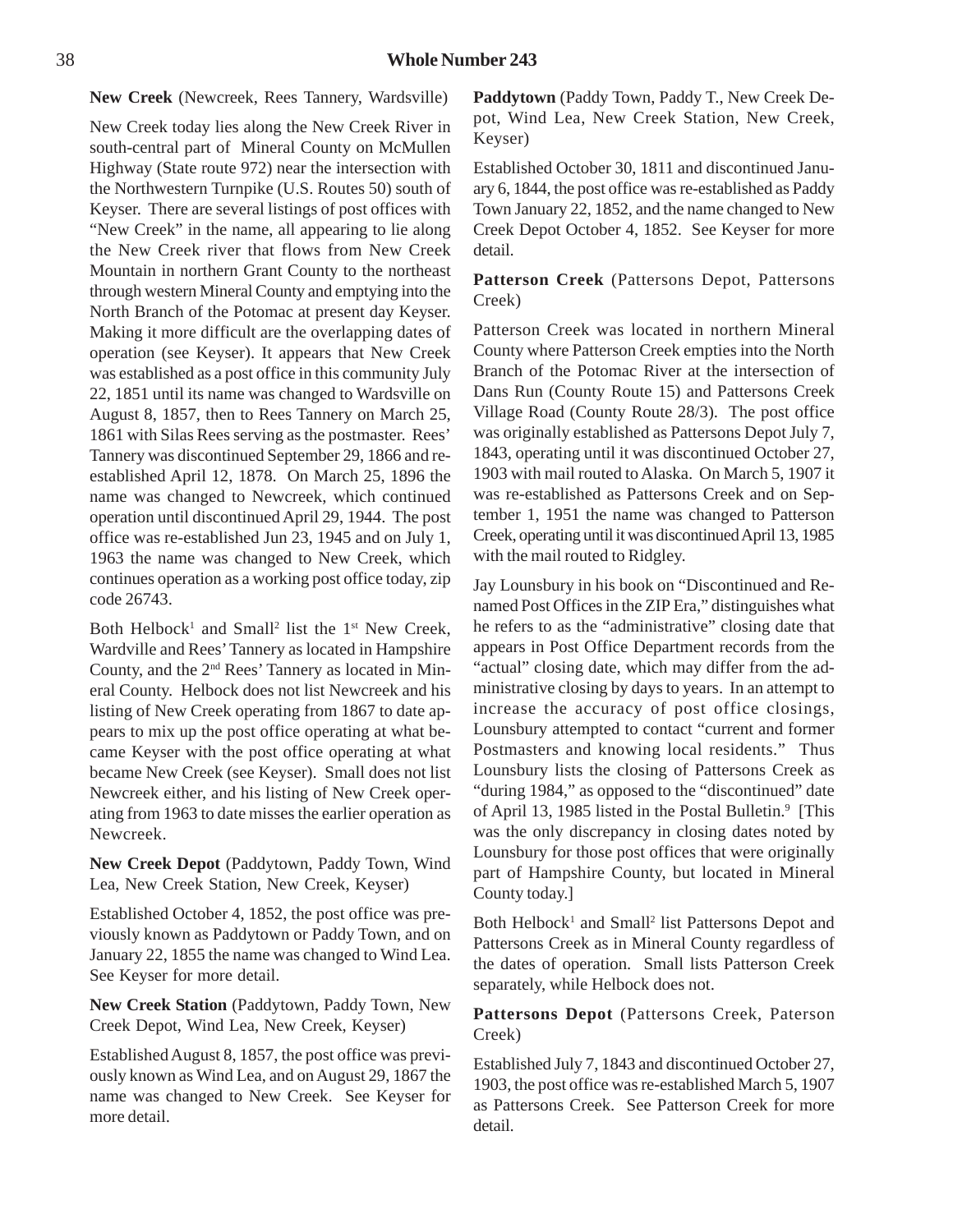**New Creek** (Newcreek, Rees Tannery, Wardsville)

New Creek today lies along the New Creek River in south-central part of Mineral County on McMullen Highway (State route 972) near the intersection with the Northwestern Turnpike (U.S. Routes 50) south of Keyser. There are several listings of post offices with "New Creek" in the name, all appearing to lie along the New Creek river that flows from New Creek Mountain in northern Grant County to the northeast through western Mineral County and emptying into the North Branch of the Potomac at present day Keyser. Making it more difficult are the overlapping dates of operation (see Keyser). It appears that New Creek was established as a post office in this community July 22, 1851 until its name was changed to Wardsville on August 8, 1857, then to Rees Tannery on March 25, 1861 with Silas Rees serving as the postmaster. Rees' Tannery was discontinued September 29, 1866 and re-established April 12, 1878. On March 25, 1896 the name was changed to Newcreek, which continued operation until discontinued April 29, 1944. The post office was re-established Jun 23, 1945 and on July 1, 1963 the name was changed to New Creek, which continues operation as a working post office today, zip code 26743.

Both Helbock[1] and Small[2] list the 1st New Creek, Wardville and Rees' Tannery as located in Hampshire County, and the 2nd Rees' Tannery as located in Mineral County. Helbock does not list Newcreek and his listing of New Creek operating from 1867 to date appears to mix up the post office operating at what became Keyser with the post office operating at what became New Creek (see Keyser). Small does not list Newcreek either, and his listing of New Creek operating from 1963 to date misses the earlier operation as Newcreek.

**New Creek Depot** (Paddytown, Paddy Town, Wind Lea, New Creek Station, New Creek, Keyser)

Established October 4, 1852, the post office was previously known as Paddytown or Paddy Town, and on January 22, 1855 the name was changed to Wind Lea. See Keyser for more detail.

**New Creek Station** (Paddytown, Paddy Town, New Creek Depot, Wind Lea, New Creek, Keyser)

Established August 8, 1857, the post office was previously known as Wind Lea, and on August 29, 1867 the name was changed to New Creek. See Keyser for more detail.

**Paddytown** (Paddy Town, Paddy T., New Creek Depot, Wind Lea, New Creek Station, New Creek, Keyser)

Established October 30, 1811 and discontinued January 6, 1844, the post office was re-established as Paddy Town January 22, 1852, and the name changed to New Creek Depot October 4, 1852. See Keyser for more detail.

**Patterson Creek** (Pattersons Depot, Pattersons Creek)

Patterson Creek was located in northern Mineral County where Patterson Creek empties into the North Branch of the Potomac River at the intersection of Dans Run (County Route 15) and Pattersons Creek Village Road (County Route 28/3). The post office was originally established as Pattersons Depot July 7, 1843, operating until it was discontinued October 27, 1903 with mail routed to Alaska. On March 5, 1907 it was re-established as Pattersons Creek and on September 1, 1951 the name was changed to Patterson Creek, operating until it was discontinued April 13, 1985 with the mail routed to Ridgley.

Jay Lounsbury in his book on "Discontinued and Renamed Post Offices in the ZIP Era," distinguishes what he refers to as the "administrative" closing date that appears in Post Office Department records from the "actual" closing date, which may differ from the administrative closing by days to years. In an attempt to increase the accuracy of post office closings, Lounsbury attempted to contact "current and former Postmasters and knowing local residents." Thus Lounsbury lists the closing of Pattersons Creek as "during 1984," as opposed to the "discontinued" date of April 13, 1985 listed in the Postal Bulletin.[9] [This was the only discrepancy in closing dates noted by Lounsbury for those post offices that were originally part of Hampshire County, but located in Mineral County today.]

Both Helbock[1] and Small[2] list Pattersons Depot and Pattersons Creek as in Mineral County regardless of the dates of operation. Small lists Patterson Creek separately, while Helbock does not.

**Pattersons Depot** (Pattersons Creek, Paterson Creek)

Established July 7, 1843 and discontinued October 27, 1903, the post office was re-established March 5, 1907 as Pattersons Creek. See Patterson Creek for more detail.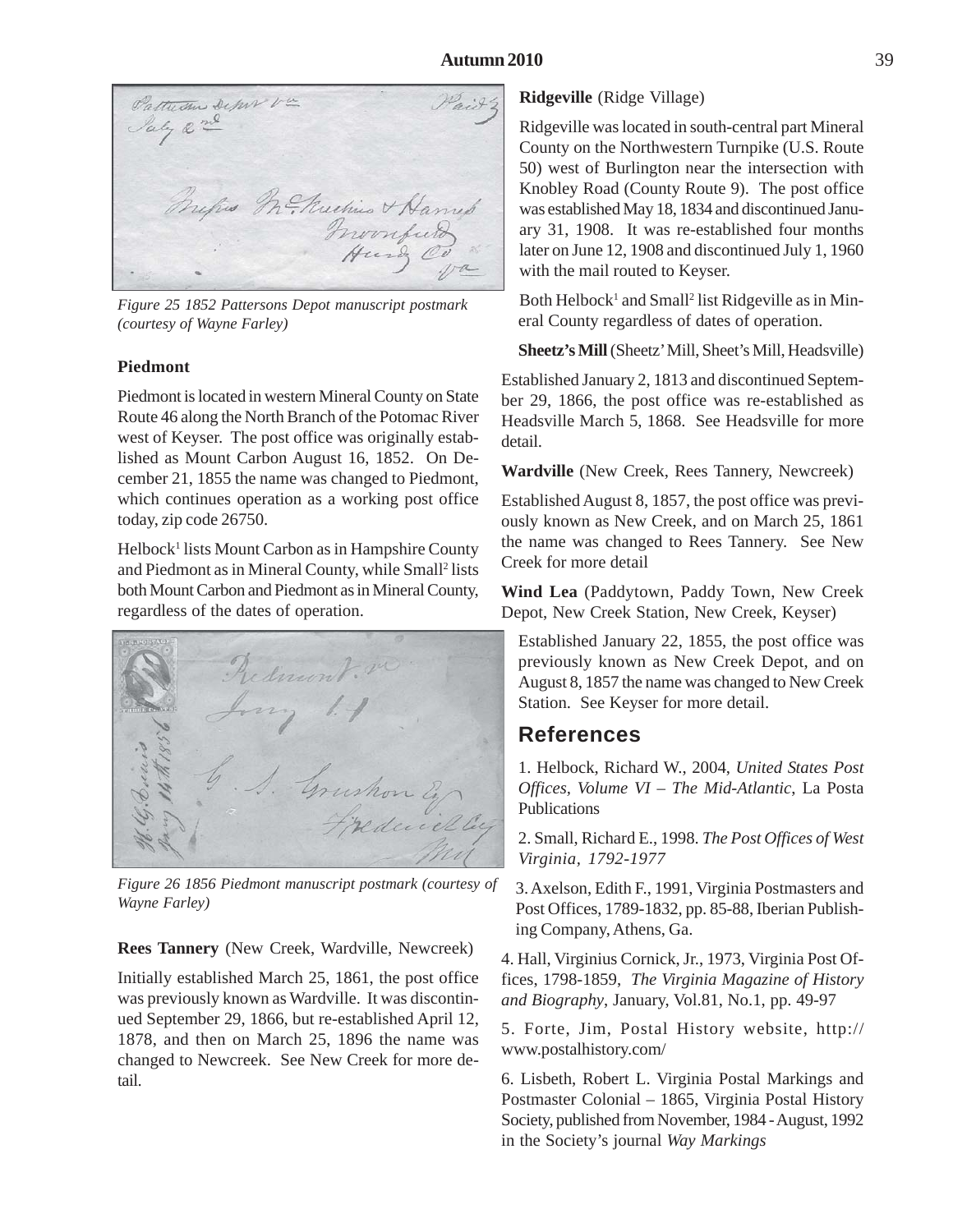*Figure 25 1852 Pattersons Depot manuscript postmark (courtesy of Wayne Farley)*

### Piedmont

Piedmont is located in western Mineral County on State Route 46 along the North Branch of the Potomac River west of Keyser. The post office was originally established as Mount Carbon August 16, 1852. On December 21, 1855 the name was changed to Piedmont, which continues operation as a working post office today, zip code 26750.

Helbock[1] lists Mount Carbon as in Hampshire County and Piedmont as in Mineral County, while Small[2] lists both Mount Carbon and Piedmont as in Mineral County, regardless of the dates of operation.

*Figure 26 1856 Piedmont manuscript postmark (courtesy of Wayne Farley)*

**Rees Tannery** (New Creek, Wardville, Newcreek)

Initially established March 25, 1861, the post office was previously known as Wardville. It was discontinued September 29, 1866, but re-established April 12, 1878, and then on March 25, 1896 the name was changed to Newcreek. See New Creek for more detail.

**Ridgeville** (Ridge Village)

Ridgeville was located in south-central part Mineral County on the Northwestern Turnpike (U.S. Route 50) west of Burlington near the intersection with Knobley Road (County Route 9). The post office was established May 18, 1834 and discontinued January 31, 1908. It was re-established four months later on June 12, 1908 and discontinued July 1, 1960 with the mail routed to Keyser.

Both Helbock[1] and Small[2] list Ridgeville as in Mineral County regardless of dates of operation.

**Sheetz's Mill** (Sheetz' Mill, Sheet's Mill, Headsville)

Established January 2, 1813 and discontinued September 29, 1866, the post office was re-established as Headsville March 5, 1868. See Headsville for more detail.

**Wardville** (New Creek, Rees Tannery, Newcreek)

Established August 8, 1857, the post office was previously known as New Creek, and on March 25, 1861 the name was changed to Rees Tannery. See New Creek for more detail

**Wind Lea** (Paddytown, Paddy Town, New Creek Depot, New Creek Station, New Creek, Keyser)

Established January 22, 1855, the post office was previously known as New Creek Depot, and on August 8, 1857 the name was changed to New Creek Station. See Keyser for more detail.

## References

1. Helbock, Richard W., 2004, *United States Post Offices, Volume VI – The Mid-Atlantic*, La Posta Publications

2. Small, Richard E., 1998. *The Post Offices of West Virginia, 1792-1977*

3. Axelson, Edith F., 1991, Virginia Postmasters and Post Offices, 1789-1832, pp. 85-88, Iberian Publishing Company, Athens, Ga.

4. Hall, Virginius Cornick, Jr., 1973, Virginia Post Offices, 1798-1859, *The Virginia Magazine of History and Biography*, January, Vol.81, No.1, pp. 49-97

5. Forte, Jim, Postal History website, http://www.postalhistory.com/

6. Lisbeth, Robert L. Virginia Postal Markings and Postmaster Colonial – 1865, Virginia Postal History Society, published from November, 1984 - August, 1992 in the Society's journal *Way Markings*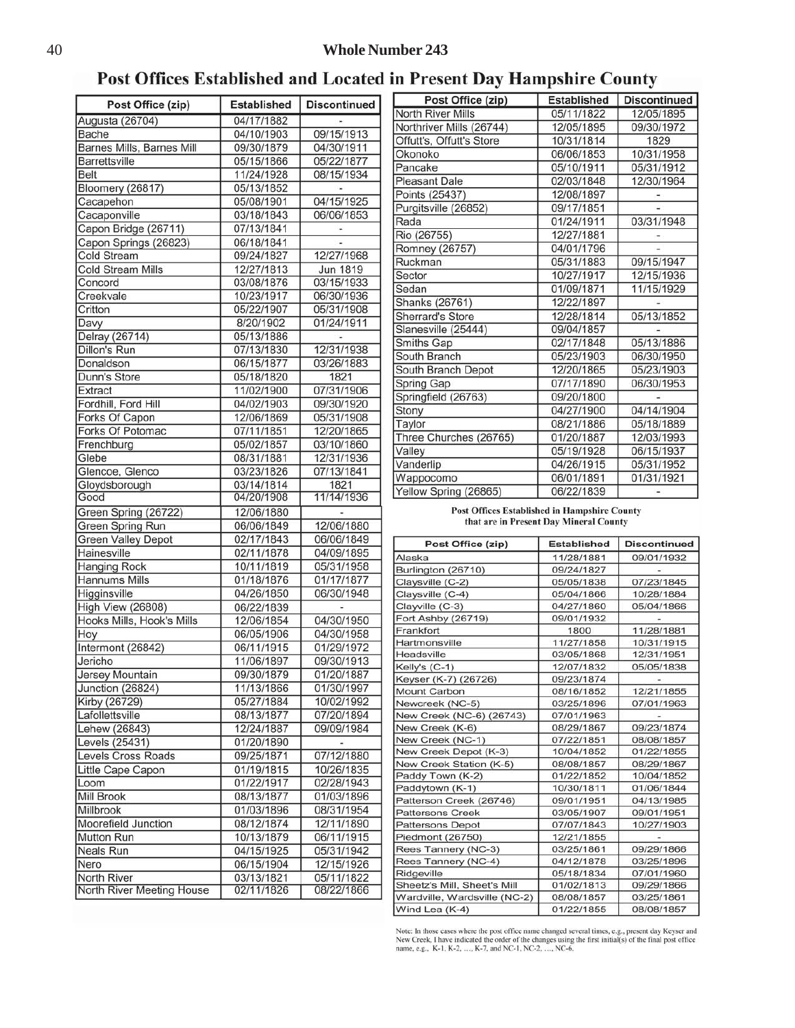## Post Offices Established and Located in Present Day Hampshire County

| Post Office (zip) | Established | Discontinued |
|---|---|---|
| Augusta (26704) | 04/17/1882 | - |
| Bache | 04/10/1903 | 09/15/1913 |
| Barnes Mills, Barnes Mill | 09/30/1879 | 04/30/1911 |
| Barrettsville | 05/15/1866 | 05/22/1877 |
| Belt | 11/24/1928 | 08/15/1934 |
| Bloomery (26817) | 05/13/1852 | - |
| Cacapehon | 05/08/1901 | 04/15/1925 |
| Cacaponville | 03/18/1843 | 06/06/1853 |
| Capon Bridge (26711) | 07/13/1841 | - |
| Capon Springs (26823) | 06/18/1841 | - |
| Cold Stream | 09/24/1827 | 12/27/1968 |
| Cold Stream Mills | 12/27/1813 | Jun 1819 |
| Concord | 03/08/1876 | 03/15/1933 |
| Creekvale | 10/23/1917 | 06/30/1936 |
| Critton | 05/22/1907 | 05/31/1908 |
| Davy | 8/20/1902 | 01/24/1911 |
| Delray (26714) | 05/13/1886 | - |
| Dillon's Run | 07/13/1830 | 12/31/1938 |
| Donaldson | 06/15/1877 | 03/26/1883 |
| Dunn's Store | 05/18/1820 | 1821 |
| Extract | 11/02/1900 | 07/31/1906 |
| Fordhill, Ford Hill | 04/02/1903 | 09/30/1920 |
| Forks Of Capon | 12/06/1869 | 05/31/1908 |
| Forks Of Potomac | 07/11/1851 | 12/20/1865 |
| Frenchburg | 05/02/1857 | 03/10/1860 |
| Glebe | 08/31/1881 | 12/31/1936 |
| Glencoe, Glenco | 03/23/1826 | 07/13/1841 |
| Gloydsborough | 03/14/1814 | 1821 |
| Good | 04/20/1908 | 11/14/1936 |
| Green Spring (26722) | 12/06/1880 | - |
| Green Spring Run | 06/06/1849 | 12/06/1880 |
| Green Valley Depot | 02/17/1843 | 06/06/1849 |
| Hainesville | 02/11/1878 | 04/09/1895 |
| Hanging Rock | 10/11/1819 | 05/31/1958 |
| Hannums Mills | 01/18/1876 | 01/17/1877 |
| Higginsville | 04/26/1850 | 06/30/1948 |
| High View (26808) | 06/22/1839 | - |
| Hooks Mills, Hook's Mills | 12/06/1854 | 04/30/1950 |
| Hoy | 06/05/1906 | 04/30/1958 |
| Intermont (26842) | 06/11/1915 | 01/29/1972 |
| Jericho | 11/06/1897 | 09/30/1913 |
| Jersey Mountain | 09/30/1879 | 01/20/1887 |
| Junction (26824) | 11/13/1866 | 01/30/1997 |
| Kirby (26729) | 05/27/1884 | 10/02/1992 |
| Lafollettsville | 08/13/1877 | 07/20/1894 |
| Lehew (26843) | 12/24/1887 | 09/09/1984 |
| Levels (25431) | 01/20/1890 | - |
| Levels Cross Roads | 09/25/1871 | 07/12/1880 |
| Little Cape Capon | 01/19/1815 | 10/26/1835 |
| Loom | 01/22/1917 | 02/28/1943 |
| Mill Brook | 08/13/1877 | 01/03/1896 |
| Millbrook | 01/03/1896 | 08/31/1954 |
| Moorefield Junction | 08/12/1874 | 12/11/1890 |
| Mutton Run | 10/13/1879 | 06/11/1915 |
| Neals Run | 04/15/1925 | 05/31/1942 |
| Nero | 06/15/1904 | 12/15/1926 |
| North River | 03/13/1821 | 05/11/1822 |
| North River Meeting House | 02/11/1826 | 08/22/1866 |
| North River Mills | 05/11/1822 | 12/05/1895 |
| Northriver Mills (26744) | 12/05/1895 | 09/30/1972 |
| Offutt's, Offutt's Store | 10/31/1814 | 1829 |
| Okonoko | 06/06/1853 | 10/31/1958 |
| Pancake | 05/10/1911 | 05/31/1912 |
| Pleasant Dale | 02/03/1848 | 12/30/1964 |
| Points (25437) | 12/08/1897 | - |
| Purgitsville (26852) | 09/17/1851 | - |
| Rada | 01/24/1911 | 03/31/1948 |
| Rio (26755) | 12/27/1881 | - |
| Romney (26757) | 04/01/1796 | - |
| Ruckman | 05/31/1883 | 09/15/1947 |
| Sector | 10/27/1917 | 12/15/1936 |
| Sedan | 01/09/1871 | 11/15/1929 |
| Shanks (26761) | 12/22/1897 | - |
| Sherrard's Store | 12/28/1814 | 05/13/1852 |
| Slanesville (25444) | 09/04/1857 | - |
| Smiths Gap | 02/17/1848 | 05/13/1886 |
| South Branch | 05/23/1903 | 06/30/1950 |
| South Branch Depot | 12/20/1865 | 05/23/1903 |
| Spring Gap | 07/17/1890 | 06/30/1953 |
| Springfield (26763) | 09/20/1800 | - |
| Stony | 04/27/1900 | 04/14/1904 |
| Taylor | 08/21/1886 | 05/18/1889 |
| Three Churches (26765) | 01/20/1887 | 12/03/1993 |
| Valley | 05/19/1928 | 06/15/1937 |
| Vanderlip | 04/26/1915 | 05/31/1952 |
| Wappocomo | 06/01/1891 | 01/31/1921 |
| Yellow Spring (26865) | 06/22/1839 | - |

**Post Offices Established in Hampshire County that are in Present Day Mineral County**

| Post Office (zip) | Established | Discontinued |
|---|---|---|
| Alaska | 11/28/1881 | 09/01/1932 |
| Burlington (26710) | 09/24/1827 | - |
| Claysville (C-2) | 05/05/1838 | 07/23/1845 |
| Claysville (C-4) | 05/04/1866 | 10/28/1884 |
| Clayville (C-3) | 04/27/1860 | 05/04/1866 |
| Fort Ashby (26719) | 09/01/1932 | - |
| Frankfort | 1800 | 11/28/1881 |
| Hartmonsville | 11/27/1858 | 10/31/1915 |
| Headsville | 03/05/1868 | 12/31/1951 |
| Kelly's (C-1) | 12/07/1832 | 05/05/1838 |
| Keyser (K-7) (26726) | 09/23/1874 | - |
| Mount Carbon | 08/16/1852 | 12/21/1855 |
| Newcreek (NC-5) | 03/25/1896 | 07/01/1963 |
| New Creek (NC-6) (26743) | 07/01/1963 | - |
| New Creek (K-6) | 08/29/1867 | 09/23/1874 |
| New Creek (NC-1) | 07/22/1851 | 08/08/1857 |
| New Creek Depot (K-3) | 10/04/1852 | 01/22/1855 |
| New Creek Station (K-5) | 08/08/1857 | 08/29/1867 |
| Paddy Town (K-2) | 01/22/1852 | 10/04/1852 |
| Paddytown (K-1) | 10/30/1811 | 01/06/1844 |
| Patterson Creek (26746) | 09/01/1951 | 04/13/1985 |
| Pattersons Creek | 03/05/1907 | 09/01/1951 |
| Pattersons Depot | 07/07/1843 | 10/27/1903 |
| Piedmont (26750) | 12/21/1855 | - |
| Rees Tannery (NC-3) | 03/25/1861 | 09/29/1866 |
| Rees Tannery (NC-4) | 04/12/1878 | 03/25/1896 |
| Ridgeville | 05/18/1834 | 07/01/1960 |
| Sheetz's Mill, Sheet's Mill | 01/02/1813 | 09/29/1866 |
| Wardville, Wardsville (NC-2) | 08/08/1857 | 03/25/1861 |
| Wind Lea (K-4) | 01/22/1855 | 08/08/1857 |

Note: In those cases where the post office name changed several times, e.g., present day Keyser and New Creek, I have indicated the order of the changes using the first initial(s) of the final post office name, e.g., K-1, K-2, …, K-7, and NC-1, NC-2, …, NC-6.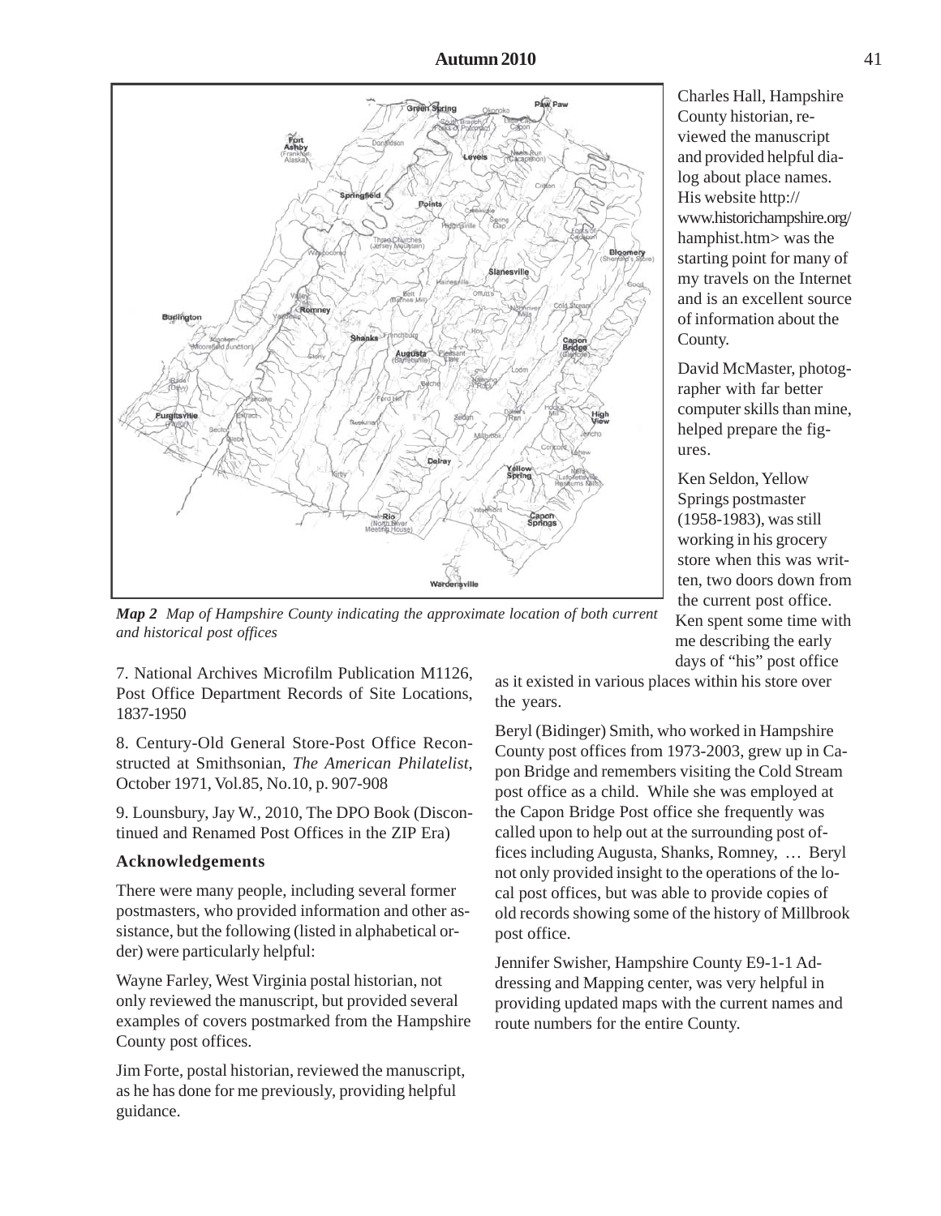*Map 2 Map of Hampshire County indicating the approximate location of both current and historical post offices*

7. National Archives Microfilm Publication M1126, Post Office Department Records of Site Locations, 1837-1950

8. Century-Old General Store-Post Office Reconstructed at Smithsonian, *The American Philatelist*, October 1971, Vol.85, No.10, p. 907-908

9. Lounsbury, Jay W., 2010, The DPO Book (Discontinued and Renamed Post Offices in the ZIP Era)

### Acknowledgements

There were many people, including several former postmasters, who provided information and other assistance, but the following (listed in alphabetical order) were particularly helpful:

Wayne Farley, West Virginia postal historian, not only reviewed the manuscript, but provided several examples of covers postmarked from the Hampshire County post offices.

Jim Forte, postal historian, reviewed the manuscript, as he has done for me previously, providing helpful guidance.

Charles Hall, Hampshire County historian, reviewed the manuscript and provided helpful dialog about place names. His website http://www.historichampshire.org/hamphist.htm> was the starting point for many of my travels on the Internet and is an excellent source of information about the County.

David McMaster, photographer with far better computer skills than mine, helped prepare the figures.

Ken Seldon, Yellow Springs postmaster (1958-1983), was still working in his grocery store when this was written, two doors down from the current post office. Ken spent some time with me describing the early days of "his" post office as it existed in various places within his store over the years.

Beryl (Bidinger) Smith, who worked in Hampshire County post offices from 1973-2003, grew up in Capon Bridge and remembers visiting the Cold Stream post office as a child. While she was employed at the Capon Bridge Post office she frequently was called upon to help out at the surrounding post offices including Augusta, Shanks, Romney, … Beryl not only provided insight to the operations of the local post offices, but was able to provide copies of old records showing some of the history of Millbrook post office.

Jennifer Swisher, Hampshire County E9-1-1 Addressing and Mapping center, was very helpful in providing updated maps with the current names and route numbers for the entire County.